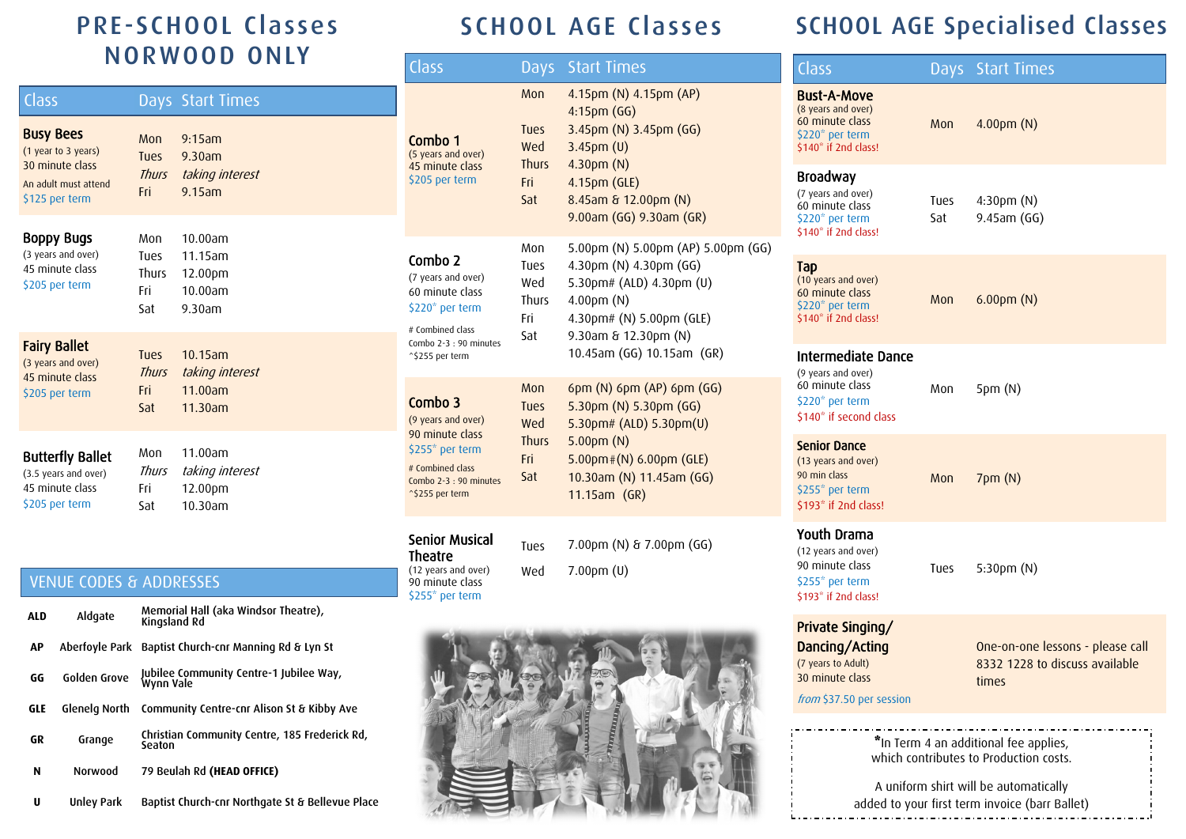# PRE-SCHOOL Classes NORWOOD ONLY

| Class | Days | Start Times |
|---|---|---|
| **Busy Bees** (1 year to 3 years) 30 minute class. An adult must attend. $125 per term | Mon<br>Tues<br>*Thurs*<br>Fri | 9:15am<br>9.30am<br>*taking interest*<br>9.15am |
| **Boppy Bugs** (3 years and over) 45 minute class. $205 per term | Mon<br>Tues<br>Thurs<br>Fri<br>Sat | 10.00am<br>11.15am<br>12.00pm<br>10.00am<br>9.30am |
| **Fairy Ballet** (3 years and over) 45 minute class. $205 per term | Tues<br>*Thurs*<br>Fri<br>Sat | 10.15am<br>*taking interest*<br>11.00am<br>11.30am |
| **Butterfly Ballet** (3.5 years and over) 45 minute class. $205 per term | Mon<br>*Thurs*<br>Fri<br>Sat | 11.00am<br>*taking interest*<br>12.00pm<br>10.30am |

## VENUE CODES & ADDRESSES

| Code | Venue | Address |
|---|---|---|
| ALD | Aldgate | Memorial Hall (aka Windsor Theatre), Kingsland Rd |
| AP | Aberfoyle Park | Baptist Church-cnr Manning Rd & Lyn St |
| GG | Golden Grove | Jubilee Community Centre-1 Jubilee Way, Wynn Vale |
| GLE | Glenelg North | Community Centre-cnr Alison St & Kibby Ave |
| GR | Grange | Christian Community Centre, 185 Frederick Rd, Seaton |
| N | Norwood | 79 Beulah Rd **(HEAD OFFICE)** |
| U | Unley Park | Baptist Church-cnr Northgate St & Bellevue Place |

# SCHOOL AGE Classes

| Class | Days | Start Times |
|---|---|---|
| **Combo 1** (5 years and over) 45 minute class. $205 per term | Mon<br><br>Tues<br>Wed<br>Thurs<br>Fri<br>Sat | 4.15pm (N) 4.15pm (AP)<br>4:15pm (GG)<br>3.45pm (N) 3.45pm (GG)<br>3.45pm (U)<br>4.30pm (N)<br>4.15pm (GLE)<br>8.45am & 12.00pm (N)<br>9.00am (GG) 9.30am (GR) |
| **Combo 2** (7 years and over) 60 minute class. $220* per term. # Combined class Combo 2-3 : 90 minutes ^$255 per term | Mon<br>Tues<br>Wed<br>Thurs<br>Fri<br>Sat | 5.00pm (N) 5.00pm (AP) 5.00pm (GG)<br>4.30pm (N) 4.30pm (GG)<br>5.30pm# (ALD) 4.30pm (U)<br>4.00pm (N)<br>4.30pm# (N) 5.00pm (GLE)<br>9.30am & 12.30pm (N)<br>10.45am (GG) 10.15am (GR) |
| **Combo 3** (9 years and over) 90 minute class. $255* per term. # Combined class Combo 2-3 : 90 minutes ^$255 per term | Mon<br>Tues<br>Wed<br>Thurs<br>Fri<br>Sat | 6pm (N) 6pm (AP) 6pm (GG)<br>5.30pm (N) 5.30pm (GG)<br>5.30pm# (ALD) 5.30pm(U)<br>5.00pm (N)<br>5.00pm#(N) 6.00pm (GLE)<br>10.30am (N) 11.45am (GG)<br>11.15am (GR) |
| **Senior Musical Theatre** (12 years and over) 90 minute class. $255* per term | Tues<br>Wed | 7.00pm (N) & 7.00pm (GG)<br>7.00pm (U) |

# SCHOOL AGE Specialised Classes

| Class | Days | Start Times |
|---|---|---|
| **Bust-A-Move** (8 years and over) 60 minute class. $220* per term. $140* if 2nd class! | Mon | 4.00pm (N) |
| **Broadway** (7 years and over) 60 minute class. $220* per term. $140* if 2nd class! | Tues<br>Sat | 4:30pm (N)<br>9.45am (GG) |
| **Tap** (10 years and over) 60 minute class. $220* per term. $140* if 2nd class! | Mon | 6.00pm (N) |
| **Intermediate Dance** (9 years and over) 60 minute class. $220* per term. $140* if second class | Mon | 5pm (N) |
| **Senior Dance** (13 years and over) 90 min class. $255* per term. $193* if 2nd class! | Mon | 7pm (N) |
| **Youth Drama** (12 years and over) 90 minute class. $255* per term. $193* if 2nd class! | Tues | 5:30pm (N) |
| **Private Singing/ Dancing/Acting** (7 years to Adult) 30 minute class. *from* $37.50 per session | | One-on-one lessons - please call 8332 1228 to discuss available times |

***In Term 4 an additional fee applies, which contributes to Production costs.**

A uniform shirt will be automatically added to your first term invoice (barr Ballet)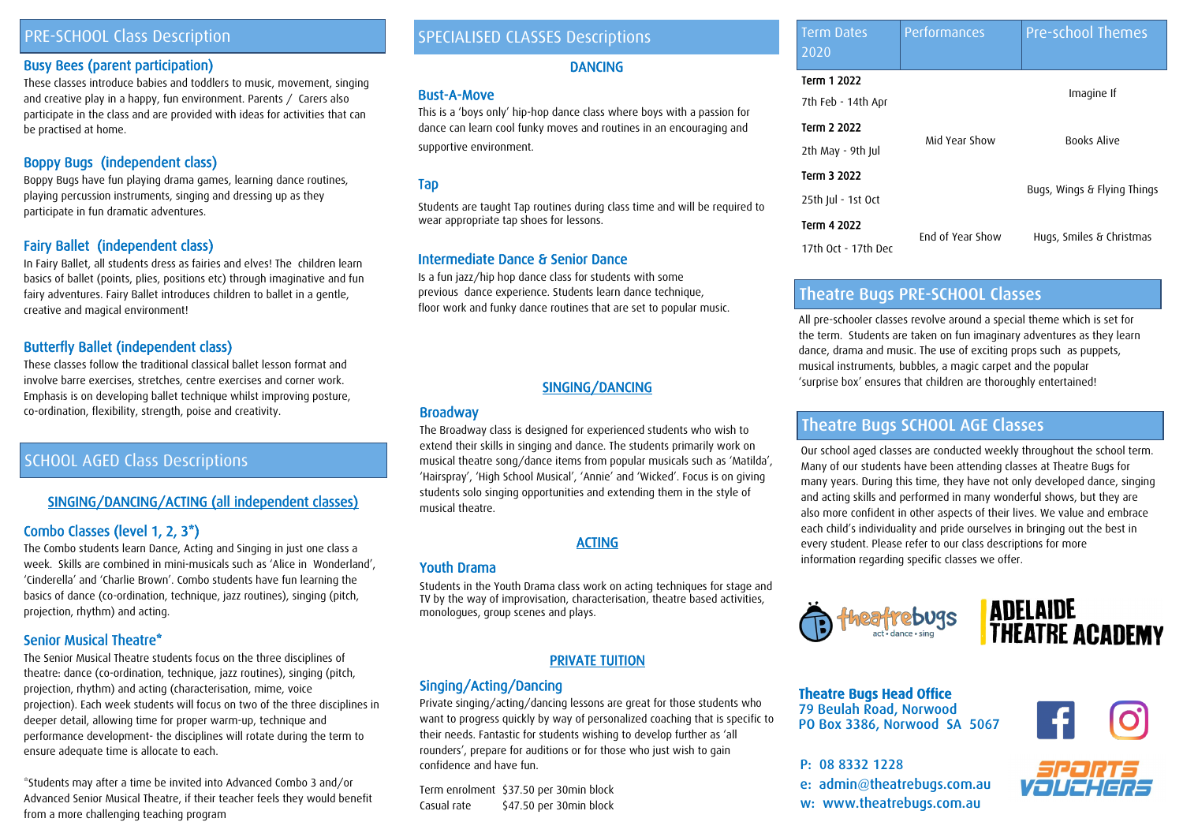## PRE-SCHOOL Class Description

### Busy Bees (parent participation)

These classes introduce babies and toddlers to music, movement, singing and creative play in a happy, fun environment. Parents / Carers also participate in the class and are provided with ideas for activities that can be practised at home.

### Boppy Bugs (independent class)

Boppy Bugs have fun playing drama games, learning dance routines, playing percussion instruments, singing and dressing up as they participate in fun dramatic adventures.

### Fairy Ballet (independent class)

In Fairy Ballet, all students dress as fairies and elves! The children learn basics of ballet (points, plies, positions etc) through imaginative and fun fairy adventures. Fairy Ballet introduces children to ballet in a gentle, creative and magical environment!

### Butterfly Ballet (independent class)

These classes follow the traditional classical ballet lesson format and involve barre exercises, stretches, centre exercises and corner work. Emphasis is on developing ballet technique whilst improving posture, co-ordination, flexibility, strength, poise and creativity.

## SCHOOL AGED Class Descriptions

**SINGING/DANCING/ACTING (all independent classes)**

### Combo Classes (level 1, 2, 3*)

The Combo students learn Dance, Acting and Singing in just one class a week. Skills are combined in mini-musicals such as 'Alice in Wonderland', 'Cinderella' and 'Charlie Brown'. Combo students have fun learning the basics of dance (co-ordination, technique, jazz routines), singing (pitch, projection, rhythm) and acting.

### Senior Musical Theatre*

The Senior Musical Theatre students focus on the three disciplines of theatre: dance (co-ordination, technique, jazz routines), singing (pitch, projection, rhythm) and acting (characterisation, mime, voice projection). Each week students will focus on two of the three disciplines in deeper detail, allowing time for proper warm-up, technique and performance development- the disciplines will rotate during the term to ensure adequate time is allocate to each.

*Students may after a time be invited into Advanced Combo 3 and/or Advanced Senior Musical Theatre, if their teacher feels they would benefit from a more challenging teaching program

## SPECIALISED CLASSES Descriptions

**DANCING**

### Bust-A-Move

This is a 'boys only' hip-hop dance class where boys with a passion for dance can learn cool funky moves and routines in an encouraging and supportive environment.

### Tap

Students are taught Tap routines during class time and will be required to wear appropriate tap shoes for lessons.

### Intermediate Dance & Senior Dance

Is a fun jazz/hip hop dance class for students with some previous dance experience. Students learn dance technique, floor work and funky dance routines that are set to popular music.

**SINGING/DANCING**

### Broadway

The Broadway class is designed for experienced students who wish to extend their skills in singing and dance. The students primarily work on musical theatre song/dance items from popular musicals such as 'Matilda', 'Hairspray', 'High School Musical', 'Annie' and 'Wicked'. Focus is on giving students solo singing opportunities and extending them in the style of musical theatre.

**ACTING**

### Youth Drama

Students in the Youth Drama class work on acting techniques for stage and TV by the way of improvisation, characterisation, theatre based activities, monologues, group scenes and plays.

**PRIVATE TUITION**

### Singing/Acting/Dancing

Private singing/acting/dancing lessons are great for those students who want to progress quickly by way of personalized coaching that is specific to their needs. Fantastic for students wishing to develop further as 'all rounders', prepare for auditions or for those who just wish to gain confidence and have fun.

Term enrolment $37.50 per 30min block
Casual rate $47.50 per 30min block

| Term Dates 2020 | Performances | Pre-school Themes |
|---|---|---|
| **Term 1 2022** 7th Feb - 14th Apr | | Imagine If |
| **Term 2 2022** 2th May - 9th Jul | Mid Year Show | Books Alive |
| **Term 3 2022** 25th Jul - 1st Oct | | Bugs, Wings & Flying Things |
| **Term 4 2022** 17th Oct - 17th Dec | End of Year Show | Hugs, Smiles & Christmas |

## Theatre Bugs PRE-SCHOOL Classes

All pre-schooler classes revolve around a special theme which is set for the term. Students are taken on fun imaginary adventures as they learn dance, drama and music. The use of exciting props such as puppets, musical instruments, bubbles, a magic carpet and the popular 'surprise box' ensures that children are thoroughly entertained!

## Theatre Bugs SCHOOL AGE Classes

Our school aged classes are conducted weekly throughout the school term. Many of our students have been attending classes at Theatre Bugs for many years. During this time, they have not only developed dance, singing and acting skills and performed in many wonderful shows, but they are also more confident in other aspects of their lives. We value and embrace each child's individuality and pride ourselves in bringing out the best in every student. Please refer to our class descriptions for more information regarding specific classes we offer.

theatrebugs act • dance • sing

ADELAIDE THEATRE ACADEMY

**Theatre Bugs Head Office**
79 Beulah Road, Norwood
PO Box 3386, Norwood SA 5067

P: 08 8332 1228
e: admin@theatrebugs.com.au
w: www.theatrebugs.com.au

SPORTS VOUCHERS